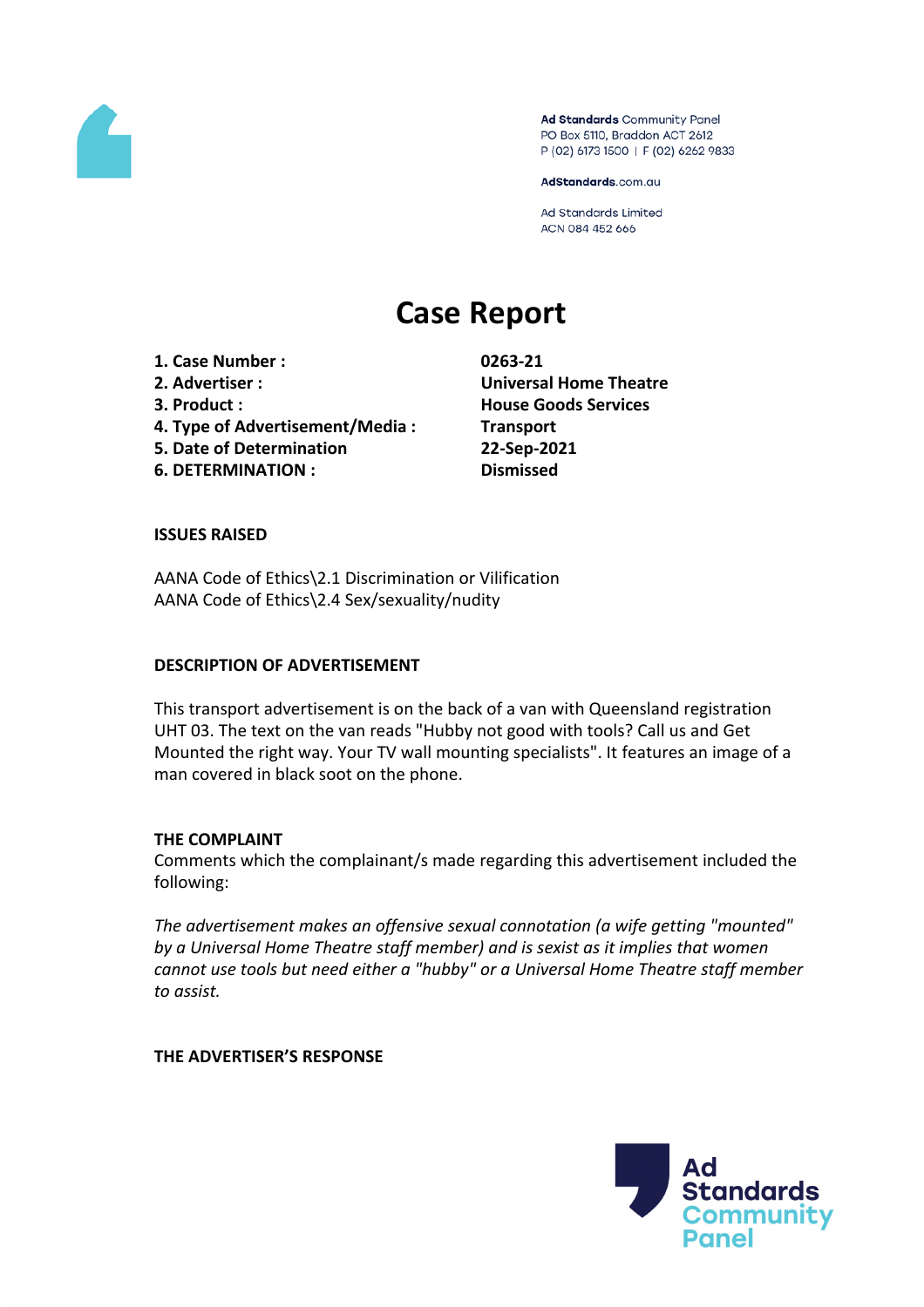Ad Standards Community Panel
PO Box 5110, Braddon ACT 2612
P (02) 6173 1500 | F (02) 6262 9833

AdStandards.com.au

Ad Standards Limited
ACN 084 452 666

# Case Report

| | |
|---|---|
| **1. Case Number :** | **0263-21** |
| **2. Advertiser :** | **Universal Home Theatre** |
| **3. Product :** | **House Goods Services** |
| **4. Type of Advertisement/Media :** | **Transport** |
| **5. Date of Determination** | **22-Sep-2021** |
| **6. DETERMINATION :** | **Dismissed** |

**ISSUES RAISED**

AANA Code of Ethics\2.1 Discrimination or Vilification
AANA Code of Ethics\2.4 Sex/sexuality/nudity

**DESCRIPTION OF ADVERTISEMENT**

This transport advertisement is on the back of a van with Queensland registration UHT 03. The text on the van reads "Hubby not good with tools? Call us and Get Mounted the right way. Your TV wall mounting specialists". It features an image of a man covered in black soot on the phone.

**THE COMPLAINT**

Comments which the complainant/s made regarding this advertisement included the following:

*The advertisement makes an offensive sexual connotation (a wife getting "mounted" by a Universal Home Theatre staff member) and is sexist as it implies that women cannot use tools but need either a "hubby" or a Universal Home Theatre staff member to assist.*

**THE ADVERTISER'S RESPONSE**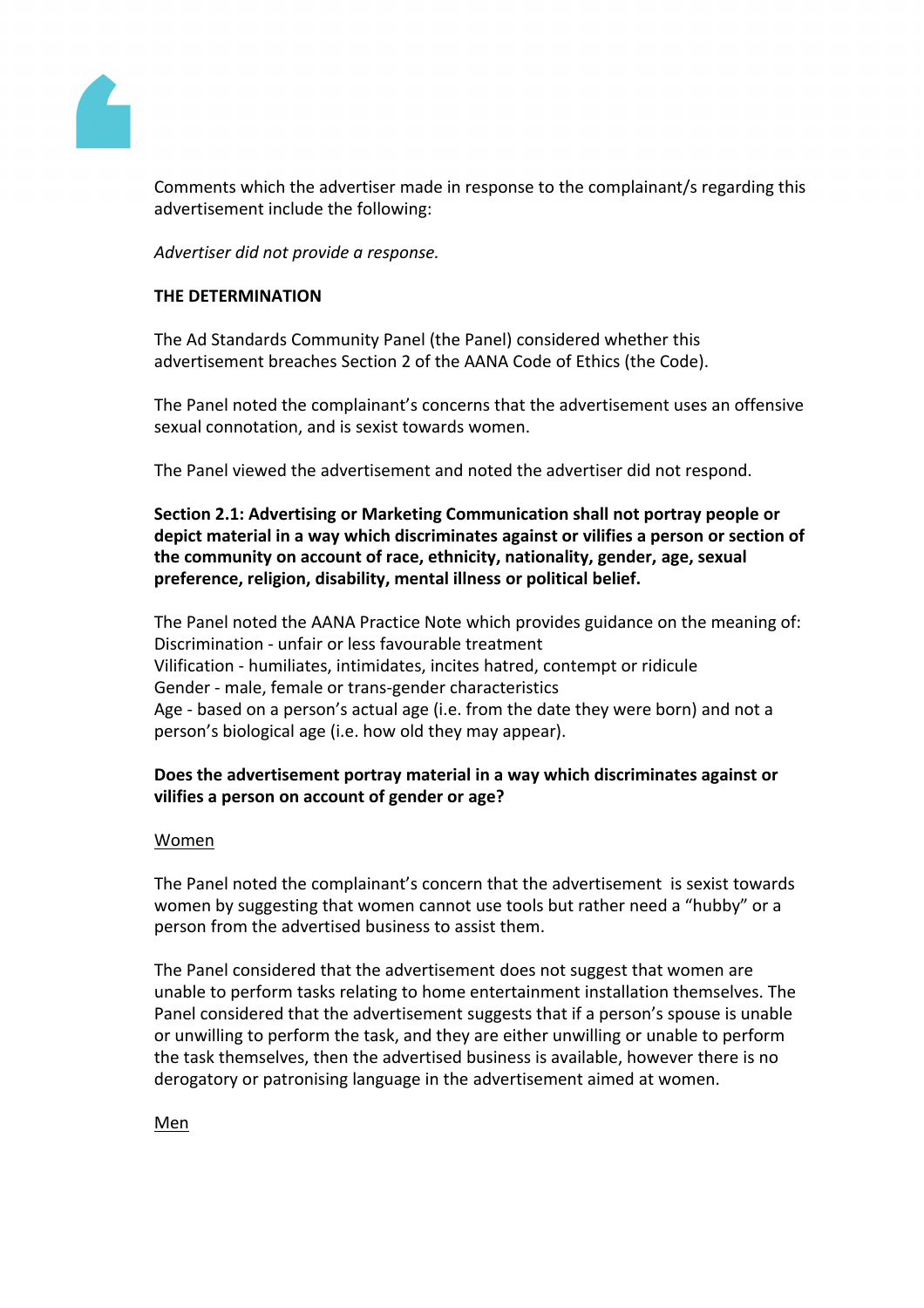Comments which the advertiser made in response to the complainant/s regarding this advertisement include the following:

*Advertiser did not provide a response.*

**THE DETERMINATION**

The Ad Standards Community Panel (the Panel) considered whether this advertisement breaches Section 2 of the AANA Code of Ethics (the Code).

The Panel noted the complainant's concerns that the advertisement uses an offensive sexual connotation, and is sexist towards women.

The Panel viewed the advertisement and noted the advertiser did not respond.

**Section 2.1: Advertising or Marketing Communication shall not portray people or depict material in a way which discriminates against or vilifies a person or section of the community on account of race, ethnicity, nationality, gender, age, sexual preference, religion, disability, mental illness or political belief.**

The Panel noted the AANA Practice Note which provides guidance on the meaning of:
Discrimination - unfair or less favourable treatment
Vilification - humiliates, intimidates, incites hatred, contempt or ridicule
Gender - male, female or trans-gender characteristics
Age - based on a person's actual age (i.e. from the date they were born) and not a person's biological age (i.e. how old they may appear).

**Does the advertisement portray material in a way which discriminates against or vilifies a person on account of gender or age?**

<u>Women</u>

The Panel noted the complainant's concern that the advertisement is sexist towards women by suggesting that women cannot use tools but rather need a "hubby" or a person from the advertised business to assist them.

The Panel considered that the advertisement does not suggest that women are unable to perform tasks relating to home entertainment installation themselves. The Panel considered that the advertisement suggests that if a person's spouse is unable or unwilling to perform the task, and they are either unwilling or unable to perform the task themselves, then the advertised business is available, however there is no derogatory or patronising language in the advertisement aimed at women.

<u>Men</u>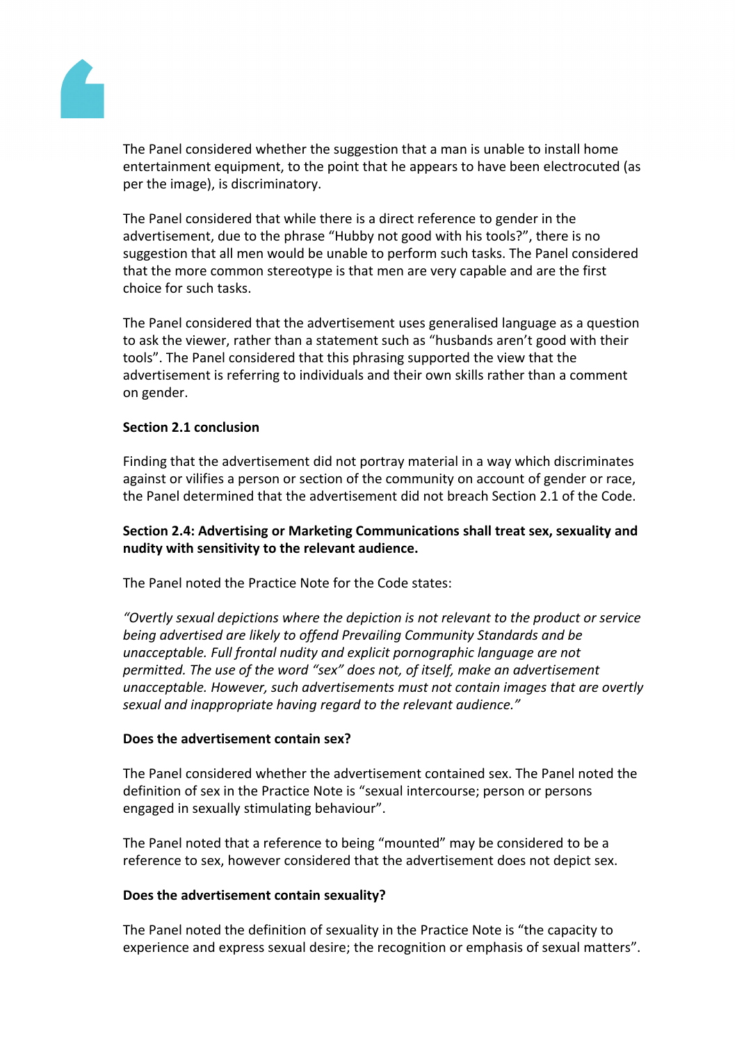The Panel considered whether the suggestion that a man is unable to install home entertainment equipment, to the point that he appears to have been electrocuted (as per the image), is discriminatory.

The Panel considered that while there is a direct reference to gender in the advertisement, due to the phrase "Hubby not good with his tools?", there is no suggestion that all men would be unable to perform such tasks. The Panel considered that the more common stereotype is that men are very capable and are the first choice for such tasks.

The Panel considered that the advertisement uses generalised language as a question to ask the viewer, rather than a statement such as "husbands aren't good with their tools". The Panel considered that this phrasing supported the view that the advertisement is referring to individuals and their own skills rather than a comment on gender.

**Section 2.1 conclusion**

Finding that the advertisement did not portray material in a way which discriminates against or vilifies a person or section of the community on account of gender or race, the Panel determined that the advertisement did not breach Section 2.1 of the Code.

**Section 2.4: Advertising or Marketing Communications shall treat sex, sexuality and nudity with sensitivity to the relevant audience.**

The Panel noted the Practice Note for the Code states:

*"Overtly sexual depictions where the depiction is not relevant to the product or service being advertised are likely to offend Prevailing Community Standards and be unacceptable. Full frontal nudity and explicit pornographic language are not permitted. The use of the word "sex" does not, of itself, make an advertisement unacceptable. However, such advertisements must not contain images that are overtly sexual and inappropriate having regard to the relevant audience."*

**Does the advertisement contain sex?**

The Panel considered whether the advertisement contained sex. The Panel noted the definition of sex in the Practice Note is "sexual intercourse; person or persons engaged in sexually stimulating behaviour".

The Panel noted that a reference to being "mounted" may be considered to be a reference to sex, however considered that the advertisement does not depict sex.

**Does the advertisement contain sexuality?**

The Panel noted the definition of sexuality in the Practice Note is "the capacity to experience and express sexual desire; the recognition or emphasis of sexual matters".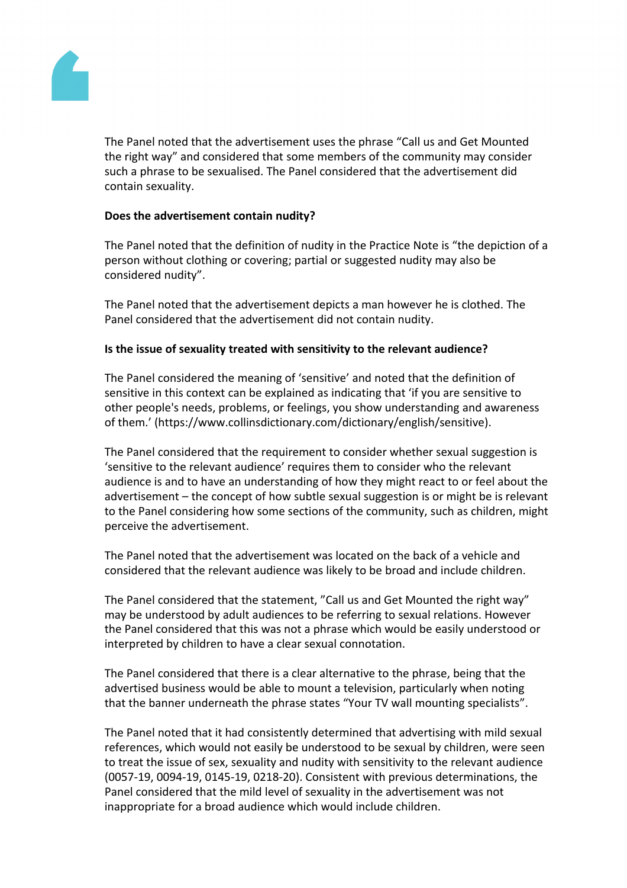The Panel noted that the advertisement uses the phrase "Call us and Get Mounted the right way" and considered that some members of the community may consider such a phrase to be sexualised. The Panel considered that the advertisement did contain sexuality.

**Does the advertisement contain nudity?**

The Panel noted that the definition of nudity in the Practice Note is "the depiction of a person without clothing or covering; partial or suggested nudity may also be considered nudity".

The Panel noted that the advertisement depicts a man however he is clothed. The Panel considered that the advertisement did not contain nudity.

**Is the issue of sexuality treated with sensitivity to the relevant audience?**

The Panel considered the meaning of 'sensitive' and noted that the definition of sensitive in this context can be explained as indicating that 'if you are sensitive to other people's needs, problems, or feelings, you show understanding and awareness of them.' (https://www.collinsdictionary.com/dictionary/english/sensitive).

The Panel considered that the requirement to consider whether sexual suggestion is 'sensitive to the relevant audience' requires them to consider who the relevant audience is and to have an understanding of how they might react to or feel about the advertisement – the concept of how subtle sexual suggestion is or might be is relevant to the Panel considering how some sections of the community, such as children, might perceive the advertisement.

The Panel noted that the advertisement was located on the back of a vehicle and considered that the relevant audience was likely to be broad and include children.

The Panel considered that the statement, "Call us and Get Mounted the right way" may be understood by adult audiences to be referring to sexual relations. However the Panel considered that this was not a phrase which would be easily understood or interpreted by children to have a clear sexual connotation.

The Panel considered that there is a clear alternative to the phrase, being that the advertised business would be able to mount a television, particularly when noting that the banner underneath the phrase states "Your TV wall mounting specialists".

The Panel noted that it had consistently determined that advertising with mild sexual references, which would not easily be understood to be sexual by children, were seen to treat the issue of sex, sexuality and nudity with sensitivity to the relevant audience (0057-19, 0094-19, 0145-19, 0218-20). Consistent with previous determinations, the Panel considered that the mild level of sexuality in the advertisement was not inappropriate for a broad audience which would include children.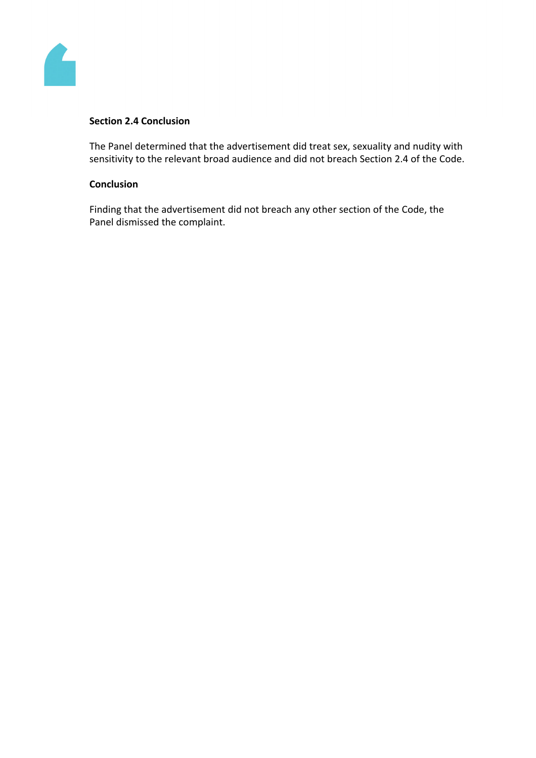**Section 2.4 Conclusion**

The Panel determined that the advertisement did treat sex, sexuality and nudity with sensitivity to the relevant broad audience and did not breach Section 2.4 of the Code.

**Conclusion**

Finding that the advertisement did not breach any other section of the Code, the Panel dismissed the complaint.